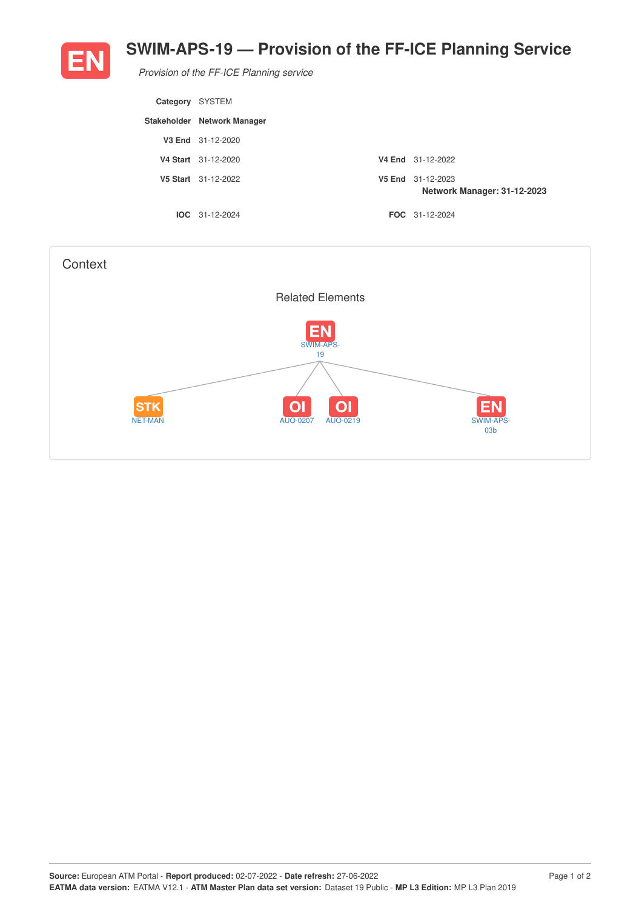# EN SWIM-APS-19 — Provision of the FF-ICE Planning Service

*Provision of the FF-ICE Planning service*

| | | | |
|---|---|---|---|
| **Category** | SYSTEM | | |
| **Stakeholder** | **Network Manager** | | |
| **V3 End** | 31-12-2020 | | |
| **V4 Start** | 31-12-2020 | **V4 End** | 31-12-2022 |
| **V5 Start** | 31-12-2022 | **V5 End** | 31-12-2023<br>**Network Manager: 31-12-2023** |
| **IOC** | 31-12-2024 | **FOC** | 31-12-2024 |

## Context

### Related Elements

EN SWIM-APS-19

- STK NET-MAN
- OI AUO-0207
- OI AUO-0219
- EN SWIM-APS-03b

**Source:** European ATM Portal - **Report produced:** 02-07-2022 - **Date refresh:** 27-06-2022
**EATMA data version:** EATMA V12.1 - **ATM Master Plan data set version:** Dataset 19 Public - **MP L3 Edition:** MP L3 Plan 2019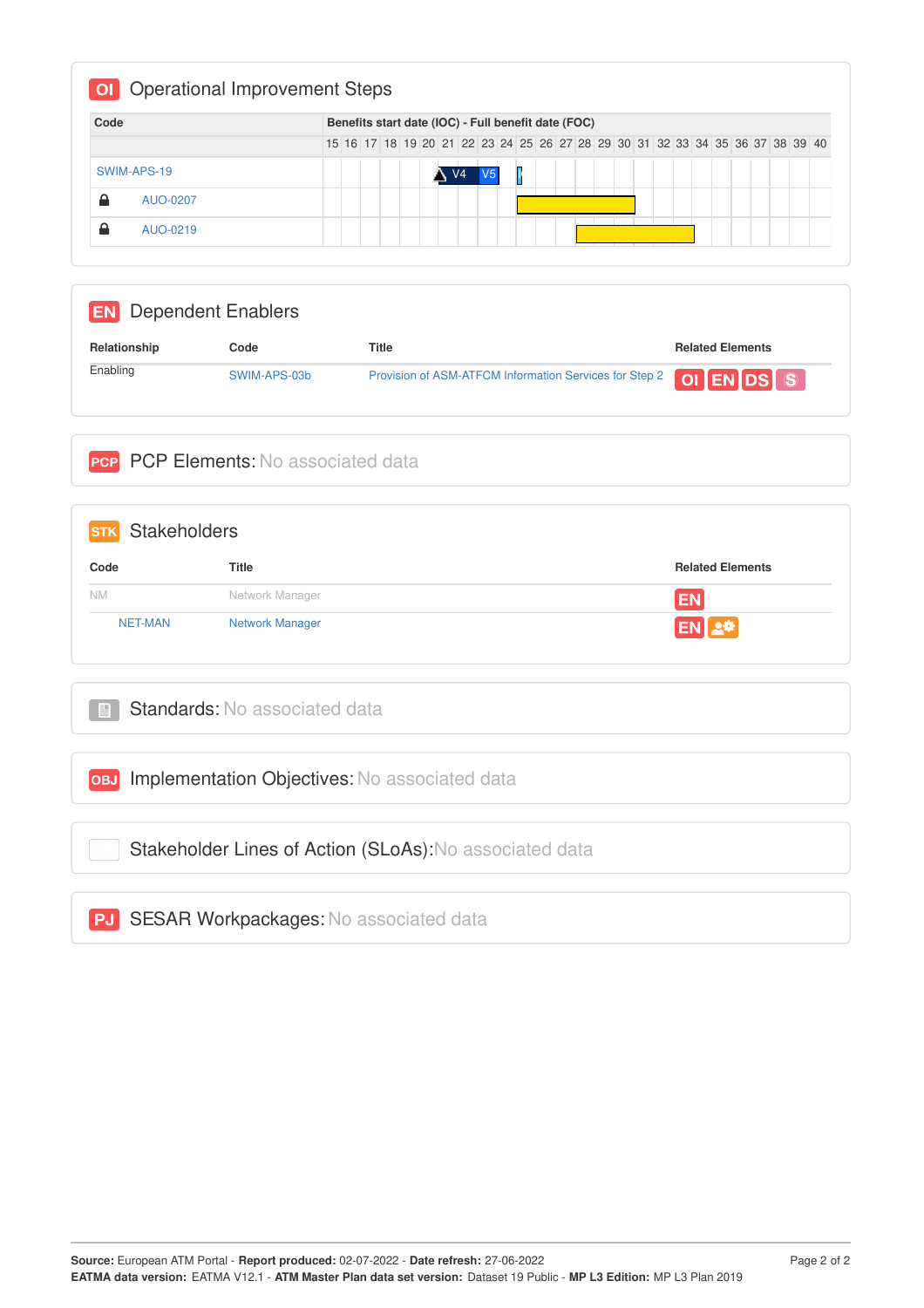## OI Operational Improvement Steps

| Code | Benefits start date (IOC) - Full benefit date (FOC) |
|---|---|
| | 15 16 17 18 19 20 21 22 23 24 25 26 27 28 29 30 31 32 33 34 35 36 37 38 39 40 |
| SWIM-APS-19 | V4 V5 |
| AUO-0207 | |
| AUO-0219 | |

## EN Dependent Enablers

| Relationship | Code | Title | Related Elements |
|---|---|---|---|
| Enabling | SWIM-APS-03b | Provision of ASM-ATFCM Information Services for Step 2 | OI EN DS S |

## PCP PCP Elements: No associated data

## STK Stakeholders

| Code | Title | Related Elements |
|---|---|---|
| NM | Network Manager | EN |
| NET-MAN | Network Manager | EN |

## Standards: No associated data

## OBJ Implementation Objectives: No associated data

## Stakeholder Lines of Action (SLoAs): No associated data

## PJ SESAR Workpackages: No associated data

**Source:** European ATM Portal - **Report produced:** 02-07-2022 - **Date refresh:** 27-06-2022
**EATMA data version:** EATMA V12.1 - **ATM Master Plan data set version:** Dataset 19 Public - **MP L3 Edition:** MP L3 Plan 2019